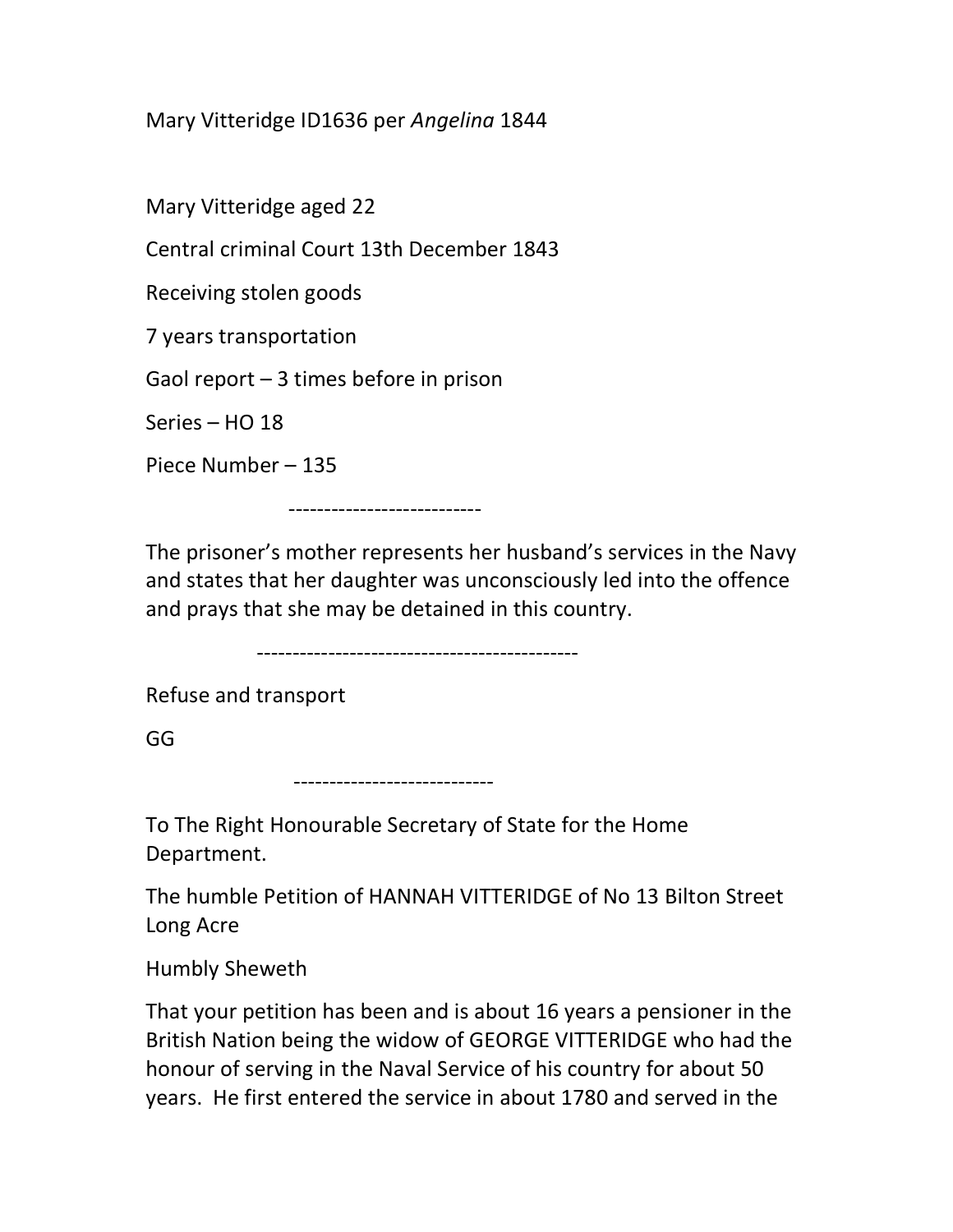Mary Vitteridge ID1636 per *Angelina* 1844

Mary Vitteridge aged 22

Central criminal Court 13th December 1843

Receiving stolen goods

7 years transportation

Gaol report – 3 times before in prison

Series – HO 18

Piece Number – 135

---------------------------

The prisoner's mother represents her husband's services in the Navy and states that her daughter was unconsciously led into the offence and prays that she may be detained in this country.

---------------------------------------------

Refuse and transport

GG

----------------------------

To The Right Honourable Secretary of State for the Home Department.

The humble Petition of HANNAH VITTERIDGE of No 13 Bilton Street Long Acre

Humbly Sheweth

That your petition has been and is about 16 years a pensioner in the British Nation being the widow of GEORGE VITTERIDGE who had the honour of serving in the Naval Service of his country for about 50 years. He first entered the service in about 1780 and served in the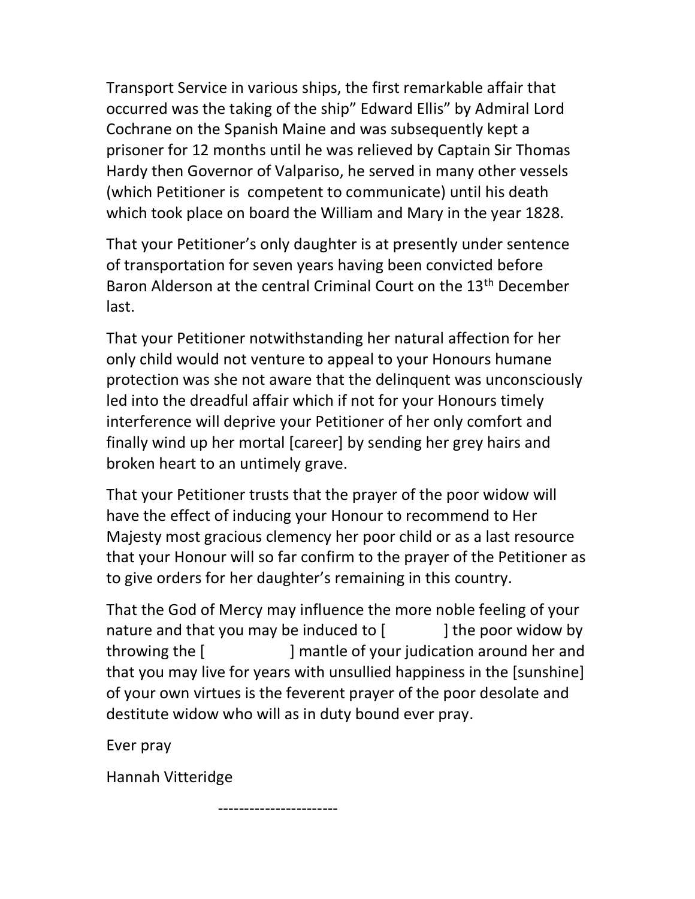Transport Service in various ships, the first remarkable affair that occurred was the taking of the ship" Edward Ellis" by Admiral Lord Cochrane on the Spanish Maine and was subsequently kept a prisoner for 12 months until he was relieved by Captain Sir Thomas Hardy then Governor of Valpariso, he served in many other vessels (which Petitioner is competent to communicate) until his death which took place on board the William and Mary in the year 1828.

That your Petitioner's only daughter is at presently under sentence of transportation for seven years having been convicted before Baron Alderson at the central Criminal Court on the 13th December last.

That your Petitioner notwithstanding her natural affection for her only child would not venture to appeal to your Honours humane protection was she not aware that the delinquent was unconsciously led into the dreadful affair which if not for your Honours timely interference will deprive your Petitioner of her only comfort and finally wind up her mortal [career] by sending her grey hairs and broken heart to an untimely grave.

That your Petitioner trusts that the prayer of the poor widow will have the effect of inducing your Honour to recommend to Her Majesty most gracious clemency her poor child or as a last resource that your Honour will so far confirm to the prayer of the Petitioner as to give orders for her daughter's remaining in this country.

That the God of Mercy may influence the more noble feeling of your nature and that you may be induced to [ ] the poor widow by throwing the [ ] mantle of your judication around her and that you may live for years with unsullied happiness in the [sunshine] of your own virtues is the feverent prayer of the poor desolate and destitute widow who will as in duty bound ever pray.

Ever pray

Hannah Vitteridge

-----------------------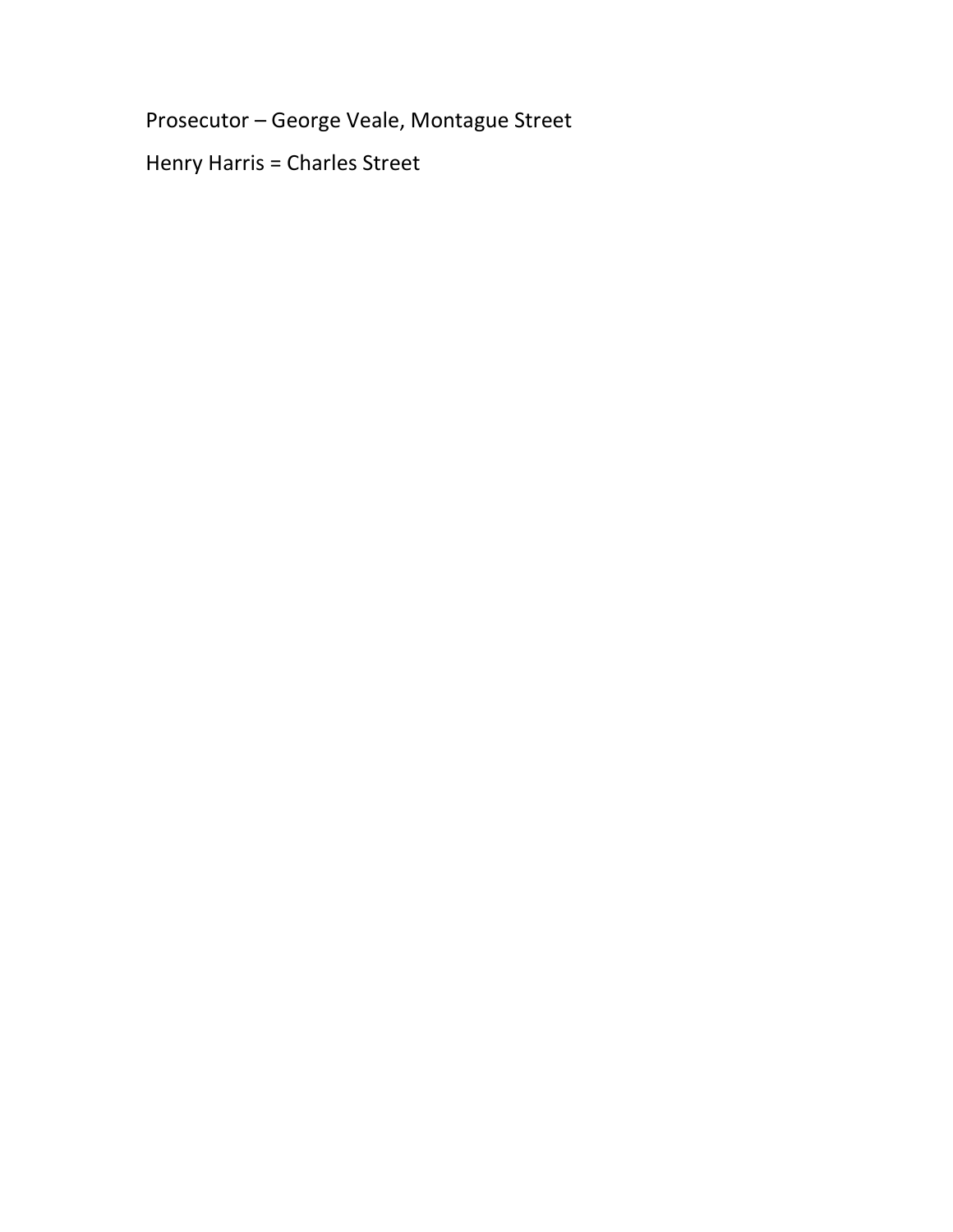Prosecutor – George Veale, Montague Street

Henry Harris = Charles Street